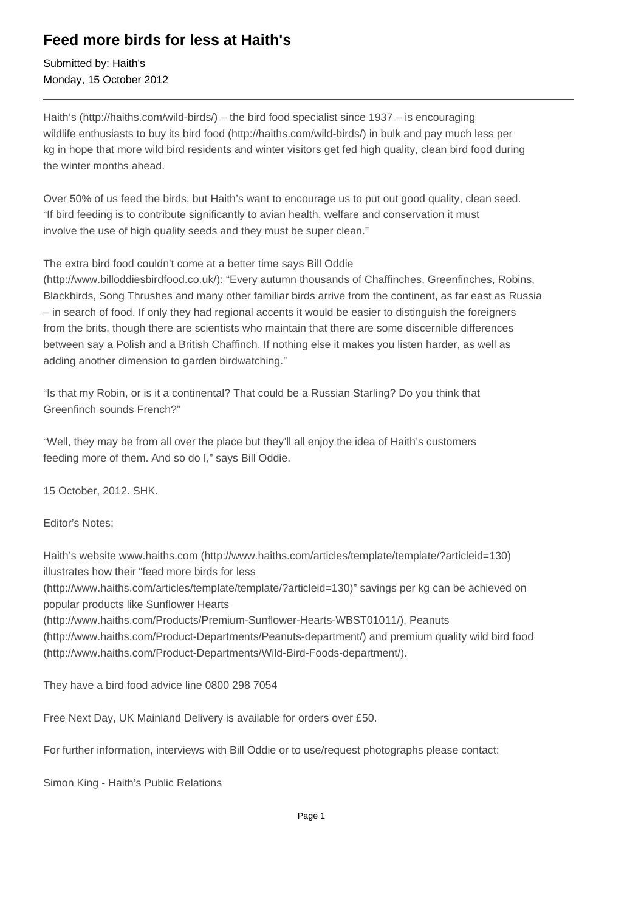# Feed more birds for less at Haith's

Submitted by: Haith's
Monday, 15 October 2012

---

Haith's (http://haiths.com/wild-birds/) – the bird food specialist since 1937 – is encouraging wildlife enthusiasts to buy its bird food (http://haiths.com/wild-birds/) in bulk and pay much less per kg in hope that more wild bird residents and winter visitors get fed high quality, clean bird food during the winter months ahead.

Over 50% of us feed the birds, but Haith's want to encourage us to put out good quality, clean seed. "If bird feeding is to contribute significantly to avian health, welfare and conservation it must involve the use of high quality seeds and they must be super clean."

The extra bird food couldn't come at a better time says Bill Oddie (http://www.billoddiesbirdfood.co.uk/): "Every autumn thousands of Chaffinches, Greenfinches, Robins, Blackbirds, Song Thrushes and many other familiar birds arrive from the continent, as far east as Russia – in search of food. If only they had regional accents it would be easier to distinguish the foreigners from the brits, though there are scientists who maintain that there are some discernible differences between say a Polish and a British Chaffinch. If nothing else it makes you listen harder, as well as adding another dimension to garden birdwatching."

"Is that my Robin, or is it a continental? That could be a Russian Starling? Do you think that Greenfinch sounds French?"

"Well, they may be from all over the place but they'll all enjoy the idea of Haith's customers feeding more of them. And so do I," says Bill Oddie.

15 October, 2012. SHK.

Editor's Notes:

Haith's website www.haiths.com (http://www.haiths.com/articles/template/template/?articleid=130) illustrates how their "feed more birds for less (http://www.haiths.com/articles/template/template/?articleid=130)" savings per kg can be achieved on popular products like Sunflower Hearts (http://www.haiths.com/Products/Premium-Sunflower-Hearts-WBST01011/), Peanuts (http://www.haiths.com/Product-Departments/Peanuts-department/) and premium quality wild bird food (http://www.haiths.com/Product-Departments/Wild-Bird-Foods-department/).

They have a bird food advice line 0800 298 7054

Free Next Day, UK Mainland Delivery is available for orders over £50.

For further information, interviews with Bill Oddie or to use/request photographs please contact:

Simon King - Haith's Public Relations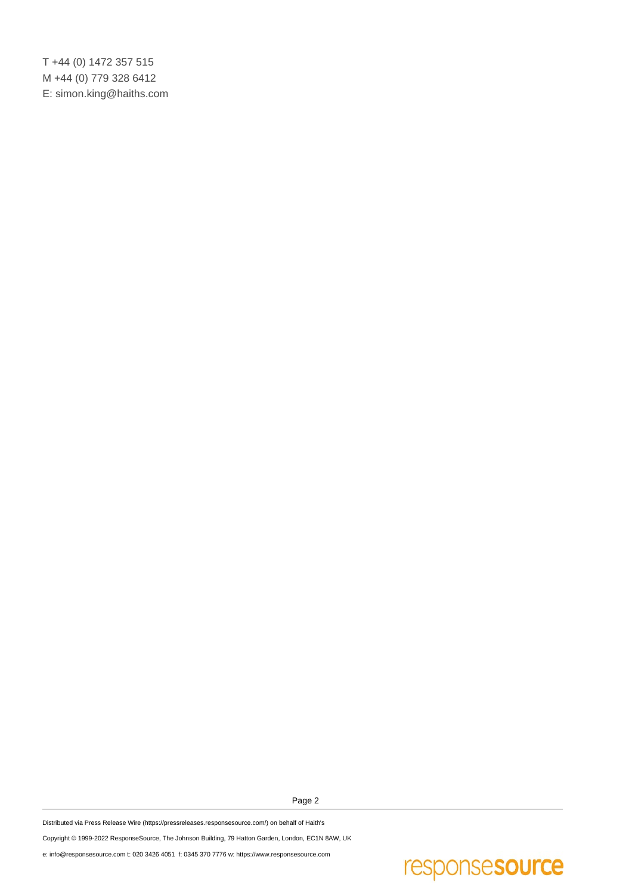T +44 (0) 1472 357 515

M +44 (0) 779 328 6412

E: simon.king@haiths.com

Distributed via Press Release Wire (https://pressreleases.responsesource.com/) on behalf of Haith's

Copyright © 1999-2022 ResponseSource, The Johnson Building, 79 Hatton Garden, London, EC1N 8AW, UK

e: info@responsesource.com t: 020 3426 4051 f: 0345 370 7776 w: https://www.responsesource.com